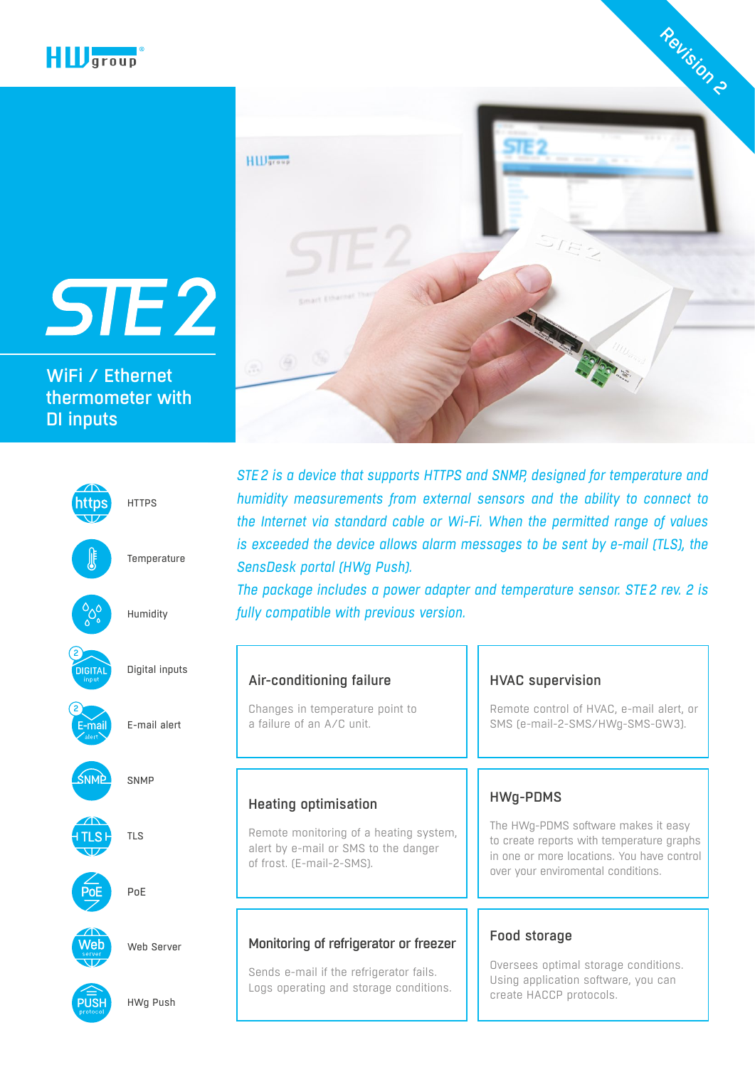HW group

Revision 2

# STE 2

WiFi / Ethernet thermometer with DI inputs

- HTTPS
- Temperature
- Humidity
- Digital inputs
- E-mail alert
- SNMP
- TLS
- PoE
- Web Server
- HWg Push

*STE 2 is a device that supports HTTPS and SNMP, designed for temperature and humidity measurements from external sensors and the ability to connect to the Internet via standard cable or Wi-Fi. When the permitted range of values is exceeded the device allows alarm messages to be sent by e-mail (TLS), the SensDesk portal (HWg Push).*

*The package includes a power adapter and temperature sensor. STE 2 rev. 2 is fully compatible with previous version.*

### Air-conditioning failure

Changes in temperature point to a failure of an A/C unit.

### HVAC supervision

Remote control of HVAC, e-mail alert, or SMS (e-mail-2-SMS/HWg-SMS-GW3).

### Heating optimisation

Remote monitoring of a heating system, alert by e-mail or SMS to the danger of frost. (E-mail-2-SMS).

### HWg-PDMS

The HWg-PDMS software makes it easy to create reports with temperature graphs in one or more locations. You have control over your enviromental conditions.

### Monitoring of refrigerator or freezer

Sends e-mail if the refrigerator fails. Logs operating and storage conditions.

### Food storage

Oversees optimal storage conditions. Using application software, you can create HACCP protocols.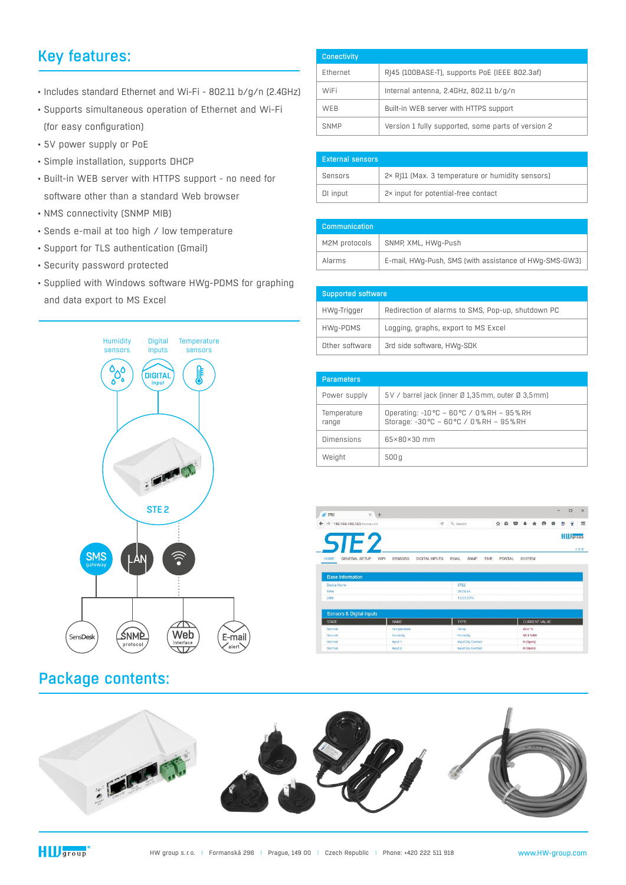## Key features:

- Includes standard Ethernet and Wi-Fi - 802.11 b/g/n (2.4GHz)
- Supports simultaneous operation of Ethernet and Wi-Fi (for easy configuration)
- 5V power supply or PoE
- Simple installation, supports DHCP
- Built-in WEB server with HTTPS support - no need for software other than a standard Web browser
- NMS connectivity (SNMP MIB)
- Sends e-mail at too high / low temperature
- Support for TLS authentication (Gmail)
- Security password protected
- Supplied with Windows software HWg-PDMS for graphing and data export to MS Excel

| Conectivity | |
|---|---|
| Ethernet | RJ45 (100BASE-T), supports PoE (IEEE 802.3af) |
| WiFi | Internal antenna, 2.4GHz, 802.11 b/g/n |
| WEB | Built-in WEB server with HTTPS support |
| SNMP | Version 1 fully supported, some parts of version 2 |

| External sensors | |
|---|---|
| Sensors | 2× RJ11 (Max. 3 temperature or humidity sensors) |
| DI input | 2× input for potential-free contact |

| Communication | |
|---|---|
| M2M protocols | SNMP, XML, HWg-Push |
| Alarms | E-mail, HWg-Push, SMS (with assistance of HWg-SMS-GW3) |

| Supported software | |
|---|---|
| HWg-Trigger | Redirection of alarms to SMS, Pop-up, shutdown PC |
| HWg-PDMS | Logging, graphs, export to MS Excel |
| Other software | 3rd side software, HWg-SDK |

| Parameters | |
|---|---|
| Power supply | 5V / barrel jack (inner Ø 1,35mm, outer Ø 3,5mm) |
| Temperature range | Operating: -10 °C – 60 °C / 0 %RH – 95 %RH<br>Storage: -30 °C – 60 °C / 0 %RH – 95 %RH |
| Dimensions | 65×80×30 mm |
| Weight | 500 g |

Humidity sensors
Digital inputs
Temperature sensors
STE 2
SMS gateway
LAN
SensDesk
SNMP protocol
Web interface
E-mail alert

## Package contents:

HW group s.r.o. | Formanská 296 | Prague, 149 00 | Czech Republic | Phone: +420 222 511 918 www.HW-group.com